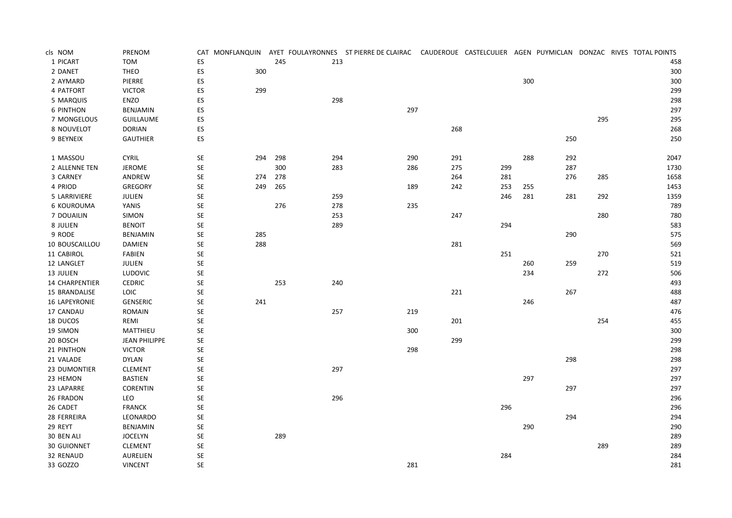| cls | NOM | PRENOM | CAT | MONFLANQUIN | AYET | FOULAYRONNES | ST PIERRE DE CLAIRAC | CAUDEROUE | CASTELCULIER | AGEN | PUYMICLAN | DONZAC | RIVES | TOTAL POINTS |
|---|---|---|---|---|---|---|---|---|---|---|---|---|---|---|
| 1 | PICART | TOM | ES | | 245 | 213 | | | | | | | | 458 |
| 2 | DANET | THEO | ES | 300 | | | | | | | | | | 300 |
| 2 | AYMARD | PIERRE | ES | | | | | | | 300 | | | | 300 |
| 4 | PATFORT | VICTOR | ES | 299 | | | | | | | | | | 299 |
| 5 | MARQUIS | ENZO | ES | | | 298 | | | | | | | | 298 |
| 6 | PINTHON | BENJAMIN | ES | | | | 297 | | | | | | | 297 |
| 7 | MONGELOUS | GUILLAUME | ES | | | | | | | | | 295 | | 295 |
| 8 | NOUVELOT | DORIAN | ES | | | | | 268 | | | | | | 268 |
| 9 | BEYNEIX | GAUTHIER | ES | | | | | | | | 250 | | | 250 |
| | | | | | | | | | | | | | | |
| 1 | MASSOU | CYRIL | SE | 294 | 298 | 294 | 290 | 291 | | 288 | 292 | | | 2047 |
| 2 | ALLENNE TEN | JEROME | SE | | 300 | 283 | 286 | 275 | 299 | | 287 | | | 1730 |
| 3 | CARNEY | ANDREW | SE | 274 | 278 | | | 264 | 281 | | 276 | 285 | | 1658 |
| 4 | PRIOD | GREGORY | SE | 249 | 265 | | 189 | 242 | 253 | 255 | | | | 1453 |
| 5 | LARRIVIERE | JULIEN | SE | | | 259 | | | 246 | 281 | 281 | 292 | | 1359 |
| 6 | KOUROUMA | YANIS | SE | | 276 | 278 | 235 | | | | | | | 789 |
| 7 | DOUAILIN | SIMON | SE | | | 253 | | 247 | | | | 280 | | 780 |
| 8 | JULIEN | BENOIT | SE | | | 289 | | | 294 | | | | | 583 |
| 9 | RODE | BENJAMIN | SE | 285 | | | | | | | 290 | | | 575 |
| 10 | BOUSCAILLOU | DAMIEN | SE | 288 | | | | 281 | | | | | | 569 |
| 11 | CABIROL | FABIEN | SE | | | | | | 251 | | | 270 | | 521 |
| 12 | LANGLET | JULIEN | SE | | | | | | | 260 | 259 | | | 519 |
| 13 | JULIEN | LUDOVIC | SE | | | | | | | 234 | | 272 | | 506 |
| 14 | CHARPENTIER | CEDRIC | SE | | 253 | 240 | | | | | | | | 493 |
| 15 | BRANDALISE | LOIC | SE | | | | | 221 | | | 267 | | | 488 |
| 16 | LAPEYRONIE | GENSERIC | SE | 241 | | | | | | 246 | | | | 487 |
| 17 | CANDAU | ROMAIN | SE | | | 257 | 219 | | | | | | | 476 |
| 18 | DUCOS | REMI | SE | | | | | 201 | | | | 254 | | 455 |
| 19 | SIMON | MATTHIEU | SE | | | | 300 | | | | | | | 300 |
| 20 | BOSCH | JEAN PHILIPPE | SE | | | | | 299 | | | | | | 299 |
| 21 | PINTHON | VICTOR | SE | | | | 298 | | | | | | | 298 |
| 21 | VALADE | DYLAN | SE | | | | | | | | 298 | | | 298 |
| 23 | DUMONTIER | CLEMENT | SE | | | 297 | | | | | | | | 297 |
| 23 | HEMON | BASTIEN | SE | | | | | | | 297 | | | | 297 |
| 23 | LAPARRE | CORENTIN | SE | | | | | | | | 297 | | | 297 |
| 26 | FRADON | LEO | SE | | | 296 | | | | | | | | 296 |
| 26 | CADET | FRANCK | SE | | | | | | 296 | | | | | 296 |
| 28 | FERREIRA | LEONARDO | SE | | | | | | | | 294 | | | 294 |
| 29 | REYT | BENJAMIN | SE | | | | | | | 290 | | | | 290 |
| 30 | BEN ALI | JOCELYN | SE | | 289 | | | | | | | | | 289 |
| 30 | GUIONNET | CLEMENT | SE | | | | | | | | | 289 | | 289 |
| 32 | RENAUD | AURELIEN | SE | | | | | | 284 | | | | | 284 |
| 33 | GOZZO | VINCENT | SE | | | | 281 | | | | | | | 281 |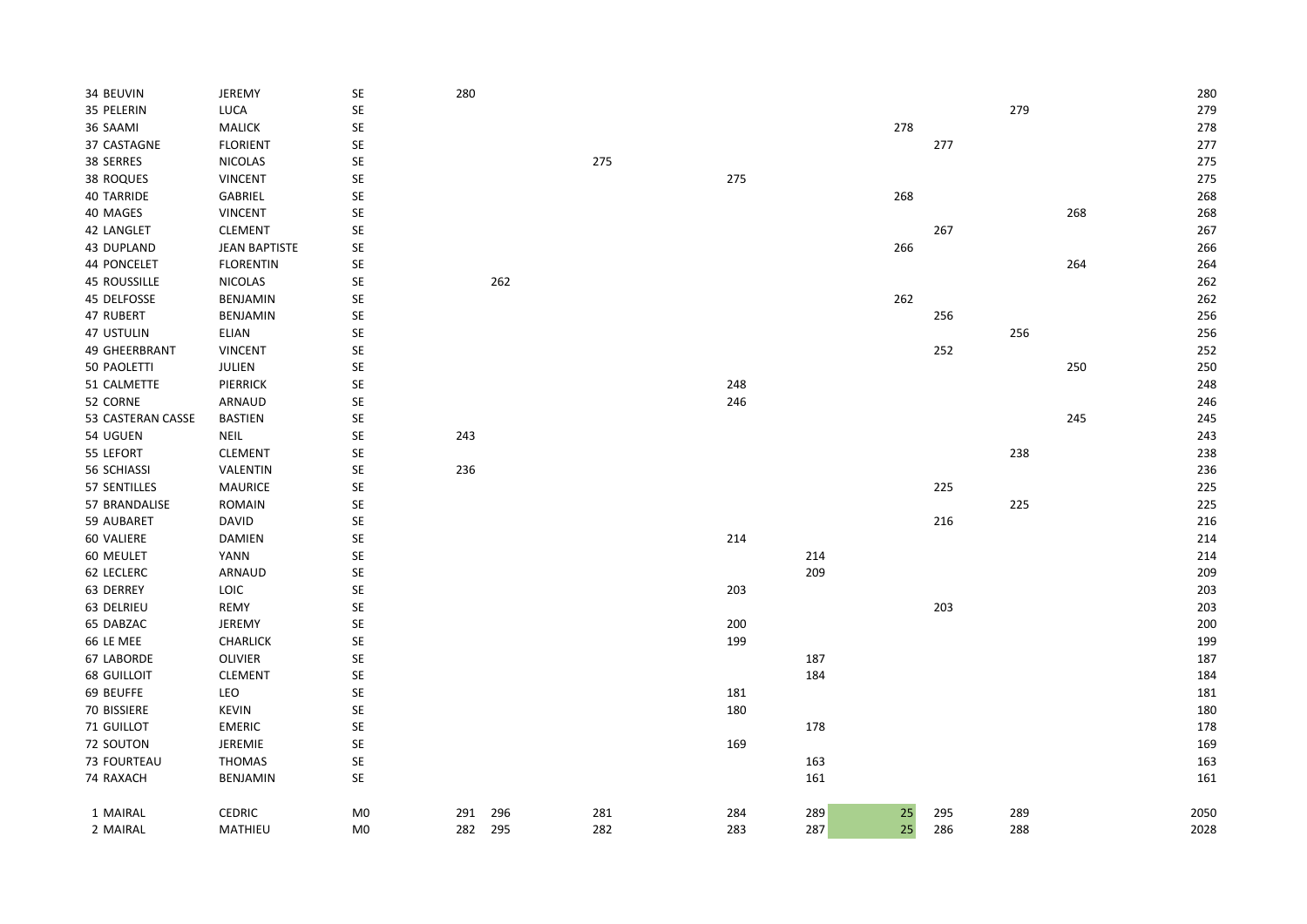| | | | | | | | | | | | | | |
|---|---|---|---|---|---|---|---|---|---|---|---|---|---|
| 34 BEUVIN | JEREMY | SE | 280 | | | | | | | | | | 280 |
| 35 PELERIN | LUCA | SE | | | | | | | | 279 | | | 279 |
| 36 SAAMI | MALICK | SE | | | | | | 278 | | | | | 278 |
| 37 CASTAGNE | FLORIENT | SE | | | | | | | 277 | | | | 277 |
| 38 SERRES | NICOLAS | SE | | | 275 | | | | | | | | 275 |
| 38 ROQUES | VINCENT | SE | | | | 275 | | | | | | | 275 |
| 40 TARRIDE | GABRIEL | SE | | | | | | 268 | | | | | 268 |
| 40 MAGES | VINCENT | SE | | | | | | | | | 268 | | 268 |
| 42 LANGLET | CLEMENT | SE | | | | | | | 267 | | | | 267 |
| 43 DUPLAND | JEAN BAPTISTE | SE | | | | | | 266 | | | | | 266 |
| 44 PONCELET | FLORENTIN | SE | | | | | | | | | 264 | | 264 |
| 45 ROUSSILLE | NICOLAS | SE | | 262 | | | | | | | | | 262 |
| 45 DELFOSSE | BENJAMIN | SE | | | | | | 262 | | | | | 262 |
| 47 RUBERT | BENJAMIN | SE | | | | | | | 256 | | | | 256 |
| 47 USTULIN | ELIAN | SE | | | | | | | | 256 | | | 256 |
| 49 GHEERBRANT | VINCENT | SE | | | | | | | 252 | | | | 252 |
| 50 PAOLETTI | JULIEN | SE | | | | | | | | | 250 | | 250 |
| 51 CALMETTE | PIERRICK | SE | | | | 248 | | | | | | | 248 |
| 52 CORNE | ARNAUD | SE | | | | 246 | | | | | | | 246 |
| 53 CASTERAN CASSE | BASTIEN | SE | | | | | | | | | 245 | | 245 |
| 54 UGUEN | NEIL | SE | 243 | | | | | | | | | | 243 |
| 55 LEFORT | CLEMENT | SE | | | | | | | | 238 | | | 238 |
| 56 SCHIASSI | VALENTIN | SE | 236 | | | | | | | | | | 236 |
| 57 SENTILLES | MAURICE | SE | | | | | | | 225 | | | | 225 |
| 57 BRANDALISE | ROMAIN | SE | | | | | | | | 225 | | | 225 |
| 59 AUBARET | DAVID | SE | | | | | | | 216 | | | | 216 |
| 60 VALIERE | DAMIEN | SE | | | | 214 | | | | | | | 214 |
| 60 MEULET | YANN | SE | | | | | 214 | | | | | | 214 |
| 62 LECLERC | ARNAUD | SE | | | | | 209 | | | | | | 209 |
| 63 DERREY | LOIC | SE | | | | 203 | | | | | | | 203 |
| 63 DELRIEU | REMY | SE | | | | | | | 203 | | | | 203 |
| 65 DABZAC | JEREMY | SE | | | | 200 | | | | | | | 200 |
| 66 LE MEE | CHARLICK | SE | | | | 199 | | | | | | | 199 |
| 67 LABORDE | OLIVIER | SE | | | | | 187 | | | | | | 187 |
| 68 GUILLOIT | CLEMENT | SE | | | | | 184 | | | | | | 184 |
| 69 BEUFFE | LEO | SE | | | | 181 | | | | | | | 181 |
| 70 BISSIERE | KEVIN | SE | | | | 180 | | | | | | | 180 |
| 71 GUILLOT | EMERIC | SE | | | | | 178 | | | | | | 178 |
| 72 SOUTON | JEREMIE | SE | | | | 169 | | | | | | | 169 |
| 73 FOURTEAU | THOMAS | SE | | | | | 163 | | | | | | 163 |
| 74 RAXACH | BENJAMIN | SE | | | | | 161 | | | | | | 161 |
| | | | | | | | | | | | | | |
| 1 MAIRAL | CEDRIC | M0 | 291 | 296 | 281 | 284 | 289 | 25 | 295 | 289 | | | 2050 |
| 2 MAIRAL | MATHIEU | M0 | 282 | 295 | 282 | 283 | 287 | 25 | 286 | 288 | | | 2028 |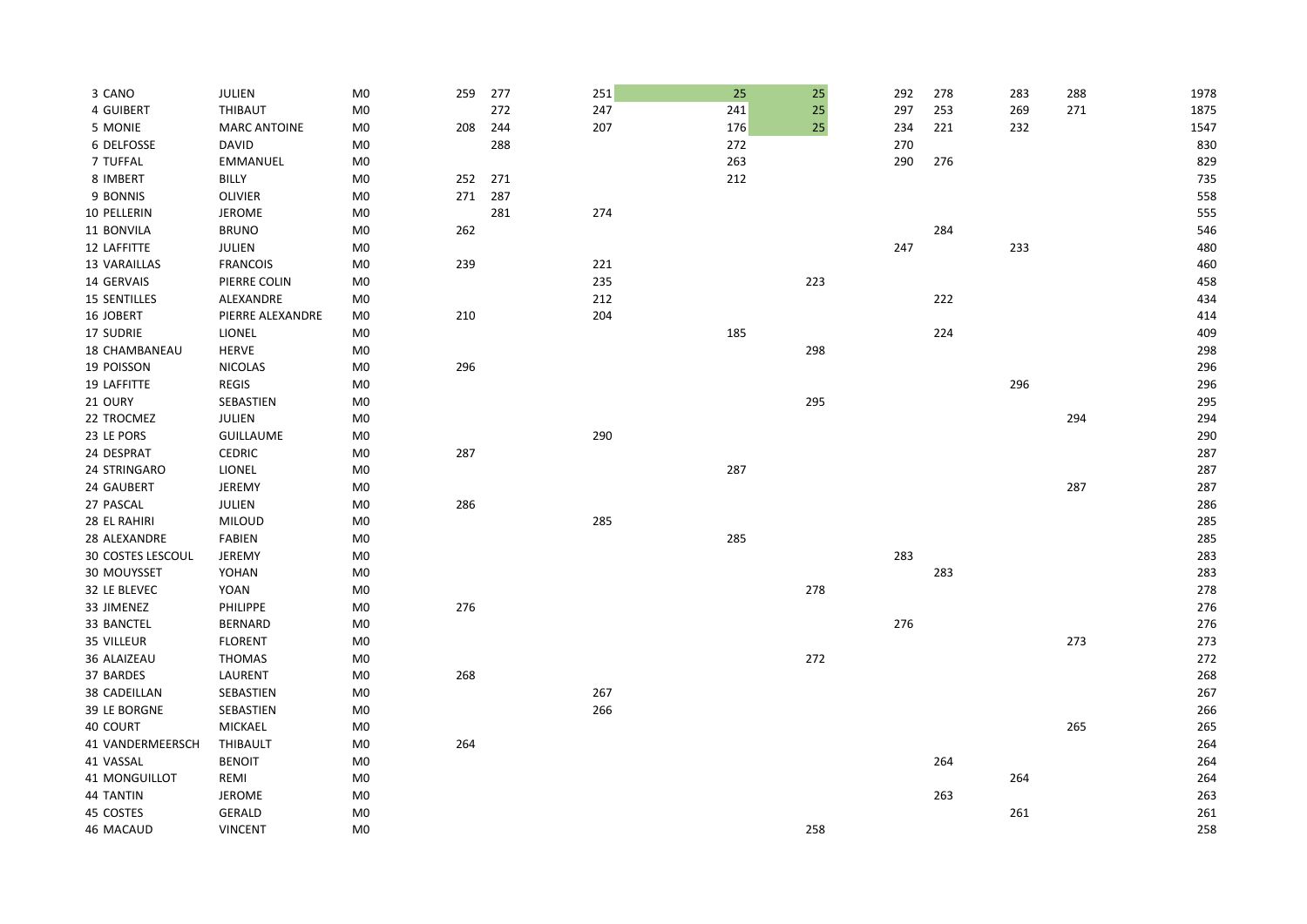| | | | | | | | | | | | | | |
|---|---|---|---|---|---|---|---|---|---|---|---|---|---|
| 3 | CANO | JULIEN | M0 | 259 | 277 | 251 | 25 | 25 | 292 | 278 | 283 | 288 | 1978 |
| 4 | GUIBERT | THIBAUT | M0 | | 272 | 247 | 241 | 25 | 297 | 253 | 269 | 271 | 1875 |
| 5 | MONIE | MARC ANTOINE | M0 | 208 | 244 | 207 | 176 | 25 | 234 | 221 | 232 | | 1547 |
| 6 | DELFOSSE | DAVID | M0 | | 288 | | 272 | | 270 | | | | 830 |
| 7 | TUFFAL | EMMANUEL | M0 | | | | 263 | | 290 | 276 | | | 829 |
| 8 | IMBERT | BILLY | M0 | 252 | 271 | | 212 | | | | | | 735 |
| 9 | BONNIS | OLIVIER | M0 | 271 | 287 | | | | | | | | 558 |
| 10 | PELLERIN | JEROME | M0 | | 281 | 274 | | | | | | | 555 |
| 11 | BONVILA | BRUNO | M0 | 262 | | | | | | 284 | | | 546 |
| 12 | LAFFITTE | JULIEN | M0 | | | | | | 247 | | 233 | | 480 |
| 13 | VARAILLAS | FRANCOIS | M0 | 239 | | 221 | | | | | | | 460 |
| 14 | GERVAIS | PIERRE COLIN | M0 | | | 235 | | 223 | | | | | 458 |
| 15 | SENTILLES | ALEXANDRE | M0 | | | 212 | | | | 222 | | | 434 |
| 16 | JOBERT | PIERRE ALEXANDRE | M0 | 210 | | 204 | | | | | | | 414 |
| 17 | SUDRIE | LIONEL | M0 | | | | 185 | | | 224 | | | 409 |
| 18 | CHAMBANEAU | HERVE | M0 | | | | | 298 | | | | | 298 |
| 19 | POISSON | NICOLAS | M0 | 296 | | | | | | | | | 296 |
| 19 | LAFFITTE | REGIS | M0 | | | | | | | | 296 | | 296 |
| 21 | OURY | SEBASTIEN | M0 | | | | | 295 | | | | | 295 |
| 22 | TROCMEZ | JULIEN | M0 | | | | | | | | | 294 | 294 |
| 23 | LE PORS | GUILLAUME | M0 | | | 290 | | | | | | | 290 |
| 24 | DESPRAT | CEDRIC | M0 | 287 | | | | | | | | | 287 |
| 24 | STRINGARO | LIONEL | M0 | | | | 287 | | | | | | 287 |
| 24 | GAUBERT | JEREMY | M0 | | | | | | | | | 287 | 287 |
| 27 | PASCAL | JULIEN | M0 | 286 | | | | | | | | | 286 |
| 28 | EL RAHIRI | MILOUD | M0 | | | 285 | | | | | | | 285 |
| 28 | ALEXANDRE | FABIEN | M0 | | | | 285 | | | | | | 285 |
| 30 | COSTES LESCOUL | JEREMY | M0 | | | | | | 283 | | | | 283 |
| 30 | MOUYSSET | YOHAN | M0 | | | | | | | 283 | | | 283 |
| 32 | LE BLEVEC | YOAN | M0 | | | | | 278 | | | | | 278 |
| 33 | JIMENEZ | PHILIPPE | M0 | 276 | | | | | | | | | 276 |
| 33 | BANCTEL | BERNARD | M0 | | | | | | 276 | | | | 276 |
| 35 | VILLEUR | FLORENT | M0 | | | | | | | | | 273 | 273 |
| 36 | ALAIZEAU | THOMAS | M0 | | | | | 272 | | | | | 272 |
| 37 | BARDES | LAURENT | M0 | 268 | | | | | | | | | 268 |
| 38 | CADEILLAN | SEBASTIEN | M0 | | | 267 | | | | | | | 267 |
| 39 | LE BORGNE | SEBASTIEN | M0 | | | 266 | | | | | | | 266 |
| 40 | COURT | MICKAEL | M0 | | | | | | | | | 265 | 265 |
| 41 | VANDERMEERSCH | THIBAULT | M0 | 264 | | | | | | | | | 264 |
| 41 | VASSAL | BENOIT | M0 | | | | | | | 264 | | | 264 |
| 41 | MONGUILLOT | REMI | M0 | | | | | | | | 264 | | 264 |
| 44 | TANTIN | JEROME | M0 | | | | | | | 263 | | | 263 |
| 45 | COSTES | GERALD | M0 | | | | | | | | 261 | | 261 |
| 46 | MACAUD | VINCENT | M0 | | | | | 258 | | | | | 258 |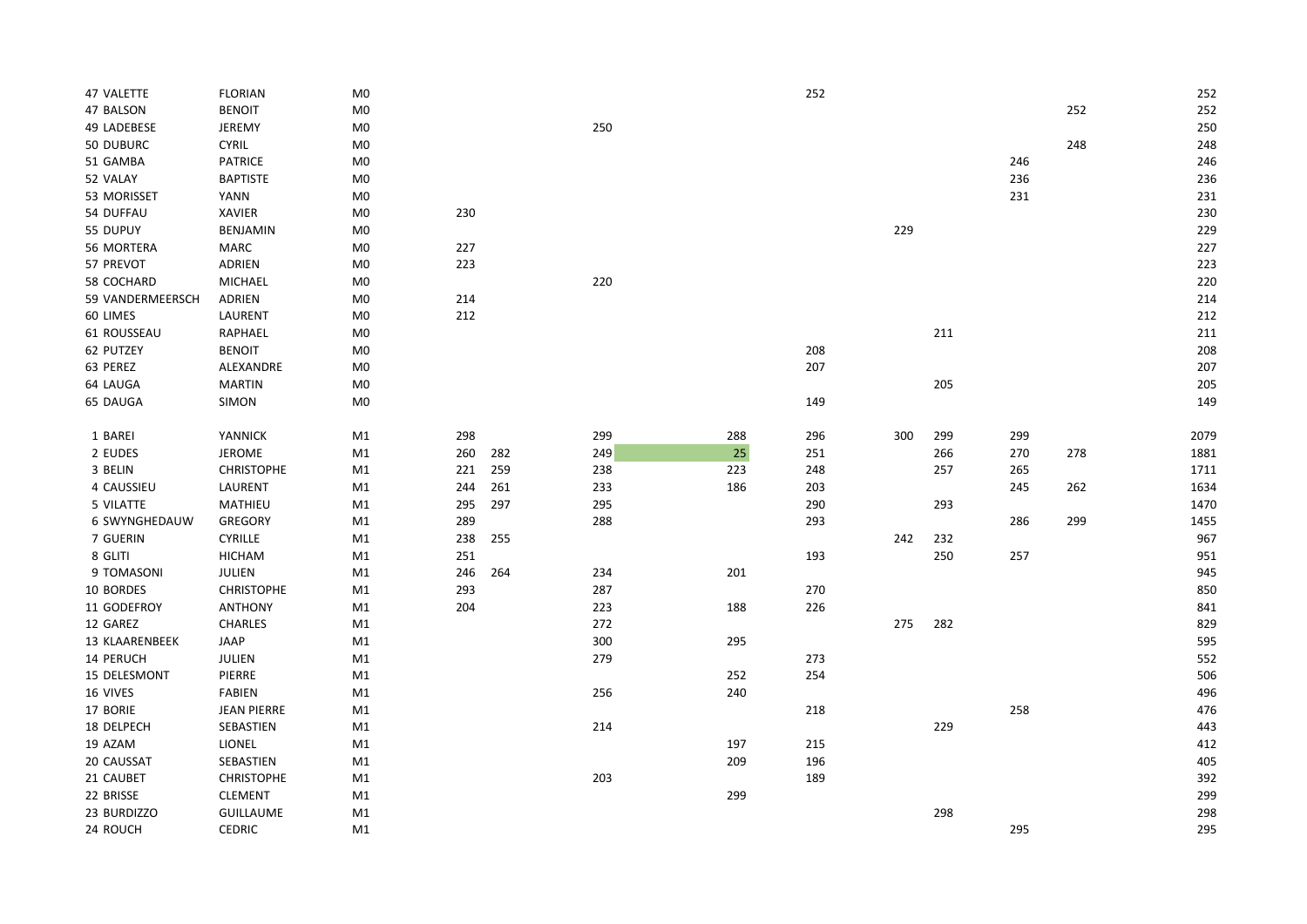| | | | | | | | | | | | | |
|---|---|---|---|---|---|---|---|---|---|---|---|---|
| 47 VALETTE | FLORIAN | M0 | | | | | 252 | | | | | 252 |
| 47 BALSON | BENOIT | M0 | | | | | | | | | 252 | 252 |
| 49 LADEBESE | JEREMY | M0 | | | 250 | | | | | | | 250 |
| 50 DUBURC | CYRIL | M0 | | | | | | | | | 248 | 248 |
| 51 GAMBA | PATRICE | M0 | | | | | | | | 246 | | 246 |
| 52 VALAY | BAPTISTE | M0 | | | | | | | | 236 | | 236 |
| 53 MORISSET | YANN | M0 | | | | | | | | 231 | | 231 |
| 54 DUFFAU | XAVIER | M0 | 230 | | | | | | | | | 230 |
| 55 DUPUY | BENJAMIN | M0 | | | | | | 229 | | | | 229 |
| 56 MORTERA | MARC | M0 | 227 | | | | | | | | | 227 |
| 57 PREVOT | ADRIEN | M0 | 223 | | | | | | | | | 223 |
| 58 COCHARD | MICHAEL | M0 | | | 220 | | | | | | | 220 |
| 59 VANDERMEERSCH | ADRIEN | M0 | 214 | | | | | | | | | 214 |
| 60 LIMES | LAURENT | M0 | 212 | | | | | | | | | 212 |
| 61 ROUSSEAU | RAPHAEL | M0 | | | | | | | 211 | | | 211 |
| 62 PUTZEY | BENOIT | M0 | | | | | 208 | | | | | 208 |
| 63 PEREZ | ALEXANDRE | M0 | | | | | 207 | | | | | 207 |
| 64 LAUGA | MARTIN | M0 | | | | | | | 205 | | | 205 |
| 65 DAUGA | SIMON | M0 | | | | | 149 | | | | | 149 |
| | | | | | | | | | | | | |
| 1 BAREI | YANNICK | M1 | 298 | | 299 | 288 | 296 | 300 | 299 | 299 | | 2079 |
| 2 EUDES | JEROME | M1 | 260 | 282 | 249 | 25 | 251 | | 266 | 270 | 278 | 1881 |
| 3 BELIN | CHRISTOPHE | M1 | 221 | 259 | 238 | 223 | 248 | | 257 | 265 | | 1711 |
| 4 CAUSSIEU | LAURENT | M1 | 244 | 261 | 233 | 186 | 203 | | | 245 | 262 | 1634 |
| 5 VILATTE | MATHIEU | M1 | 295 | 297 | 295 | | 290 | | 293 | | | 1470 |
| 6 SWYNGHEDAUW | GREGORY | M1 | 289 | | 288 | | 293 | | | 286 | 299 | 1455 |
| 7 GUERIN | CYRILLE | M1 | 238 | 255 | | | | 242 | 232 | | | 967 |
| 8 GLITI | HICHAM | M1 | 251 | | | | 193 | | 250 | 257 | | 951 |
| 9 TOMASONI | JULIEN | M1 | 246 | 264 | 234 | 201 | | | | | | 945 |
| 10 BORDES | CHRISTOPHE | M1 | 293 | | 287 | | 270 | | | | | 850 |
| 11 GODEFROY | ANTHONY | M1 | 204 | | 223 | 188 | 226 | | | | | 841 |
| 12 GAREZ | CHARLES | M1 | | | 272 | | | 275 | 282 | | | 829 |
| 13 KLAARENBEEK | JAAP | M1 | | | 300 | 295 | | | | | | 595 |
| 14 PERUCH | JULIEN | M1 | | | 279 | | 273 | | | | | 552 |
| 15 DELESMONT | PIERRE | M1 | | | | 252 | 254 | | | | | 506 |
| 16 VIVES | FABIEN | M1 | | | 256 | 240 | | | | | | 496 |
| 17 BORIE | JEAN PIERRE | M1 | | | | | 218 | | | 258 | | 476 |
| 18 DELPECH | SEBASTIEN | M1 | | | 214 | | | | 229 | | | 443 |
| 19 AZAM | LIONEL | M1 | | | | 197 | 215 | | | | | 412 |
| 20 CAUSSAT | SEBASTIEN | M1 | | | | 209 | 196 | | | | | 405 |
| 21 CAUBET | CHRISTOPHE | M1 | | | 203 | | 189 | | | | | 392 |
| 22 BRISSE | CLEMENT | M1 | | | | 299 | | | | | | 299 |
| 23 BURDIZZO | GUILLAUME | M1 | | | | | | | 298 | | | 298 |
| 24 ROUCH | CEDRIC | M1 | | | | | | | | 295 | | 295 |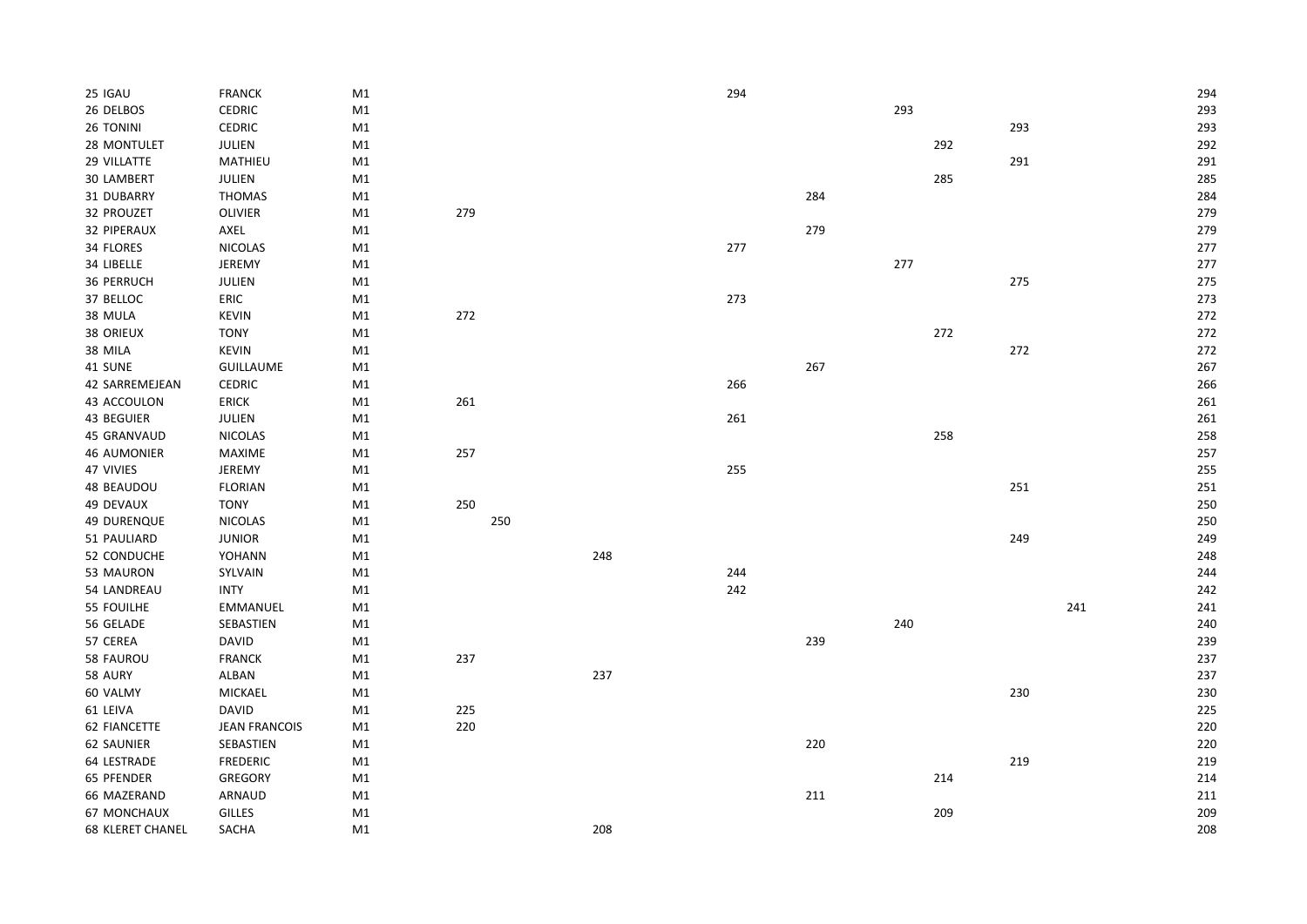| | | | | | | | | | | | | | |
|---|---|---|---|---|---|---|---|---|---|---|---|---|---|
| 25 | IGAU | FRANCK | M1 | | | | 294 | | | | | | 294 |
| 26 | DELBOS | CEDRIC | M1 | | | | | | 293 | | | | 293 |
| 26 | TONINI | CEDRIC | M1 | | | | | | | | 293 | | 293 |
| 28 | MONTULET | JULIEN | M1 | | | | | | | 292 | | | 292 |
| 29 | VILLATTE | MATHIEU | M1 | | | | | | | | 291 | | 291 |
| 30 | LAMBERT | JULIEN | M1 | | | | | | | 285 | | | 285 |
| 31 | DUBARRY | THOMAS | M1 | | | | | 284 | | | | | 284 |
| 32 | PROUZET | OLIVIER | M1 | 279 | | | | | | | | | 279 |
| 32 | PIPERAUX | AXEL | M1 | | | | | 279 | | | | | 279 |
| 34 | FLORES | NICOLAS | M1 | | | | 277 | | | | | | 277 |
| 34 | LIBELLE | JEREMY | M1 | | | | | | 277 | | | | 277 |
| 36 | PERRUCH | JULIEN | M1 | | | | | | | | 275 | | 275 |
| 37 | BELLOC | ERIC | M1 | | | | 273 | | | | | | 273 |
| 38 | MULA | KEVIN | M1 | 272 | | | | | | | | | 272 |
| 38 | ORIEUX | TONY | M1 | | | | | | | 272 | | | 272 |
| 38 | MILA | KEVIN | M1 | | | | | | | | 272 | | 272 |
| 41 | SUNE | GUILLAUME | M1 | | | | | 267 | | | | | 267 |
| 42 | SARREMEJEAN | CEDRIC | M1 | | | | 266 | | | | | | 266 |
| 43 | ACCOULON | ERICK | M1 | 261 | | | | | | | | | 261 |
| 43 | BEGUIER | JULIEN | M1 | | | | 261 | | | | | | 261 |
| 45 | GRANVAUD | NICOLAS | M1 | | | | | | | 258 | | | 258 |
| 46 | AUMONIER | MAXIME | M1 | 257 | | | | | | | | | 257 |
| 47 | VIVIES | JEREMY | M1 | | | | 255 | | | | | | 255 |
| 48 | BEAUDOU | FLORIAN | M1 | | | | | | | | 251 | | 251 |
| 49 | DEVAUX | TONY | M1 | 250 | | | | | | | | | 250 |
| 49 | DURENQUE | NICOLAS | M1 | | 250 | | | | | | | | 250 |
| 51 | PAULIARD | JUNIOR | M1 | | | | | | | | 249 | | 249 |
| 52 | CONDUCHE | YOHANN | M1 | | | 248 | | | | | | | 248 |
| 53 | MAURON | SYLVAIN | M1 | | | | 244 | | | | | | 244 |
| 54 | LANDREAU | INTY | M1 | | | | 242 | | | | | | 242 |
| 55 | FOUILHE | EMMANUEL | M1 | | | | | | | | | 241 | 241 |
| 56 | GELADE | SEBASTIEN | M1 | | | | | | 240 | | | | 240 |
| 57 | CEREA | DAVID | M1 | | | | | 239 | | | | | 239 |
| 58 | FAUROU | FRANCK | M1 | 237 | | | | | | | | | 237 |
| 58 | AURY | ALBAN | M1 | | | 237 | | | | | | | 237 |
| 60 | VALMY | MICKAEL | M1 | | | | | | | | 230 | | 230 |
| 61 | LEIVA | DAVID | M1 | 225 | | | | | | | | | 225 |
| 62 | FIANCETTE | JEAN FRANCOIS | M1 | 220 | | | | | | | | | 220 |
| 62 | SAUNIER | SEBASTIEN | M1 | | | | | 220 | | | | | 220 |
| 64 | LESTRADE | FREDERIC | M1 | | | | | | | | 219 | | 219 |
| 65 | PFENDER | GREGORY | M1 | | | | | | | 214 | | | 214 |
| 66 | MAZERAND | ARNAUD | M1 | | | | | 211 | | | | | 211 |
| 67 | MONCHAUX | GILLES | M1 | | | | | | | 209 | | | 209 |
| 68 | KLERET CHANEL | SACHA | M1 | | | 208 | | | | | | | 208 |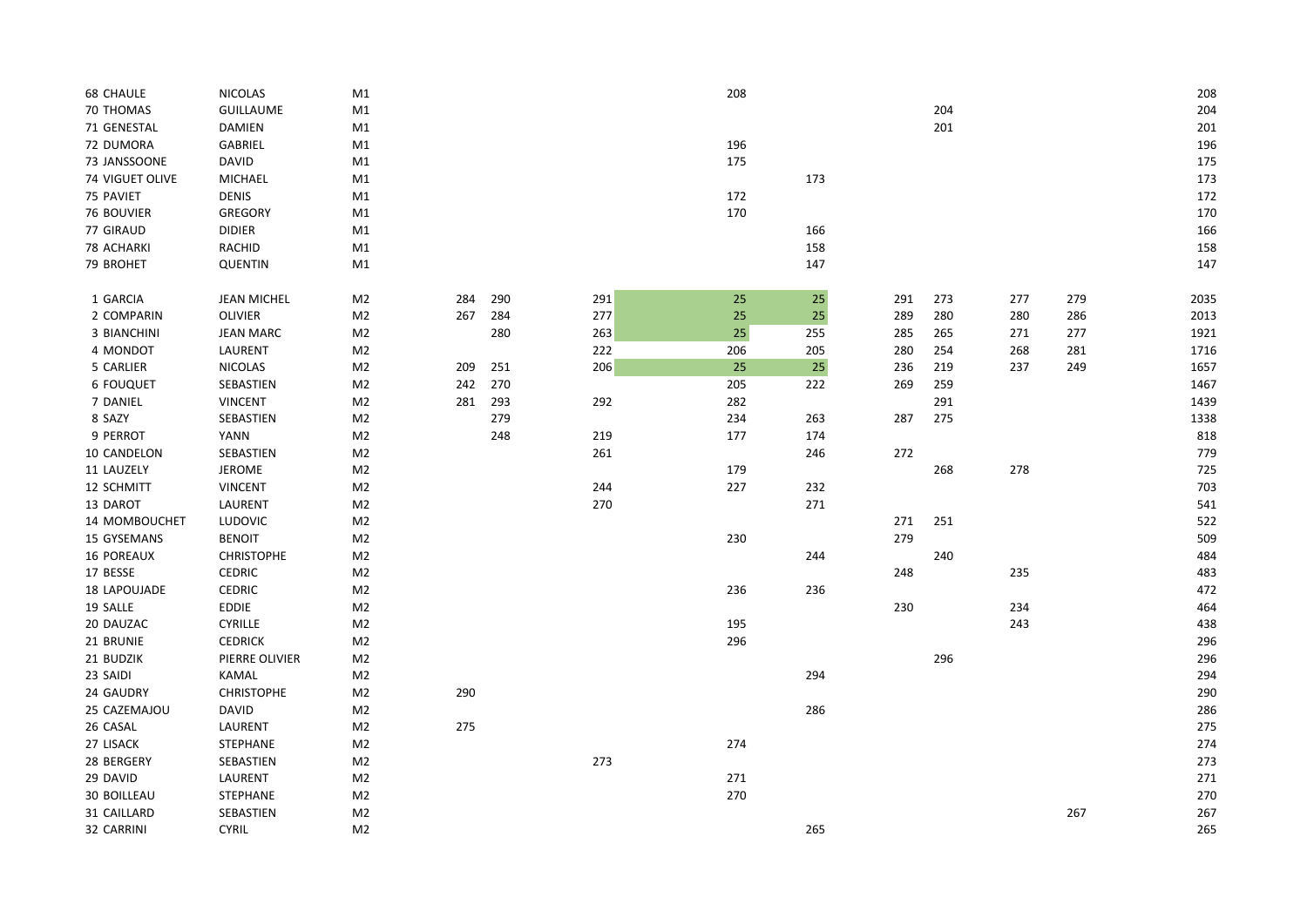| | | | | | | | | | | | | |
|---|---|---|---|---|---|---|---|---|---|---|---|---|
| 68 CHAULE | NICOLAS | M1 | | | | 208 | | | | | | 208 |
| 70 THOMAS | GUILLAUME | M1 | | | | | | | 204 | | | 204 |
| 71 GENESTAL | DAMIEN | M1 | | | | | | | 201 | | | 201 |
| 72 DUMORA | GABRIEL | M1 | | | | 196 | | | | | | 196 |
| 73 JANSSOONE | DAVID | M1 | | | | 175 | | | | | | 175 |
| 74 VIGUET OLIVE | MICHAEL | M1 | | | | | 173 | | | | | 173 |
| 75 PAVIET | DENIS | M1 | | | | 172 | | | | | | 172 |
| 76 BOUVIER | GREGORY | M1 | | | | 170 | | | | | | 170 |
| 77 GIRAUD | DIDIER | M1 | | | | | 166 | | | | | 166 |
| 78 ACHARKI | RACHID | M1 | | | | | 158 | | | | | 158 |
| 79 BROHET | QUENTIN | M1 | | | | | 147 | | | | | 147 |
| | | | | | | | | | | | | |
| 1 GARCIA | JEAN MICHEL | M2 | 284 | 290 | 291 | 25 | 25 | 291 | 273 | 277 | 279 | 2035 |
| 2 COMPARIN | OLIVIER | M2 | 267 | 284 | 277 | 25 | 25 | 289 | 280 | 280 | 286 | 2013 |
| 3 BIANCHINI | JEAN MARC | M2 | | 280 | 263 | 25 | 255 | 285 | 265 | 271 | 277 | 1921 |
| 4 MONDOT | LAURENT | M2 | | | 222 | 206 | 205 | 280 | 254 | 268 | 281 | 1716 |
| 5 CARLIER | NICOLAS | M2 | 209 | 251 | 206 | 25 | 25 | 236 | 219 | 237 | 249 | 1657 |
| 6 FOUQUET | SEBASTIEN | M2 | 242 | 270 | | 205 | 222 | 269 | 259 | | | 1467 |
| 7 DANIEL | VINCENT | M2 | 281 | 293 | 292 | 282 | | | 291 | | | 1439 |
| 8 SAZY | SEBASTIEN | M2 | | 279 | | 234 | 263 | 287 | 275 | | | 1338 |
| 9 PERROT | YANN | M2 | | 248 | 219 | 177 | 174 | | | | | 818 |
| 10 CANDELON | SEBASTIEN | M2 | | | 261 | | 246 | 272 | | | | 779 |
| 11 LAUZELY | JEROME | M2 | | | | 179 | | | 268 | 278 | | 725 |
| 12 SCHMITT | VINCENT | M2 | | | 244 | 227 | 232 | | | | | 703 |
| 13 DAROT | LAURENT | M2 | | | 270 | | 271 | | | | | 541 |
| 14 MOMBOUCHET | LUDOVIC | M2 | | | | | | 271 | 251 | | | 522 |
| 15 GYSEMANS | BENOIT | M2 | | | | 230 | | 279 | | | | 509 |
| 16 POREAUX | CHRISTOPHE | M2 | | | | | 244 | | 240 | | | 484 |
| 17 BESSE | CEDRIC | M2 | | | | | | 248 | | 235 | | 483 |
| 18 LAPOUJADE | CEDRIC | M2 | | | | 236 | 236 | | | | | 472 |
| 19 SALLE | EDDIE | M2 | | | | | | 230 | | 234 | | 464 |
| 20 DAUZAC | CYRILLE | M2 | | | | 195 | | | | 243 | | 438 |
| 21 BRUNIE | CEDRICK | M2 | | | | 296 | | | | | | 296 |
| 21 BUDZIK | PIERRE OLIVIER | M2 | | | | | | | 296 | | | 296 |
| 23 SAIDI | KAMAL | M2 | | | | | 294 | | | | | 294 |
| 24 GAUDRY | CHRISTOPHE | M2 | 290 | | | | | | | | | 290 |
| 25 CAZEMAJOU | DAVID | M2 | | | | | 286 | | | | | 286 |
| 26 CASAL | LAURENT | M2 | 275 | | | | | | | | | 275 |
| 27 LISACK | STEPHANE | M2 | | | | 274 | | | | | | 274 |
| 28 BERGERY | SEBASTIEN | M2 | | | 273 | | | | | | | 273 |
| 29 DAVID | LAURENT | M2 | | | | 271 | | | | | | 271 |
| 30 BOILLEAU | STEPHANE | M2 | | | | 270 | | | | | | 270 |
| 31 CAILLARD | SEBASTIEN | M2 | | | | | | | | | 267 | 267 |
| 32 CARRINI | CYRIL | M2 | | | | | 265 | | | | | 265 |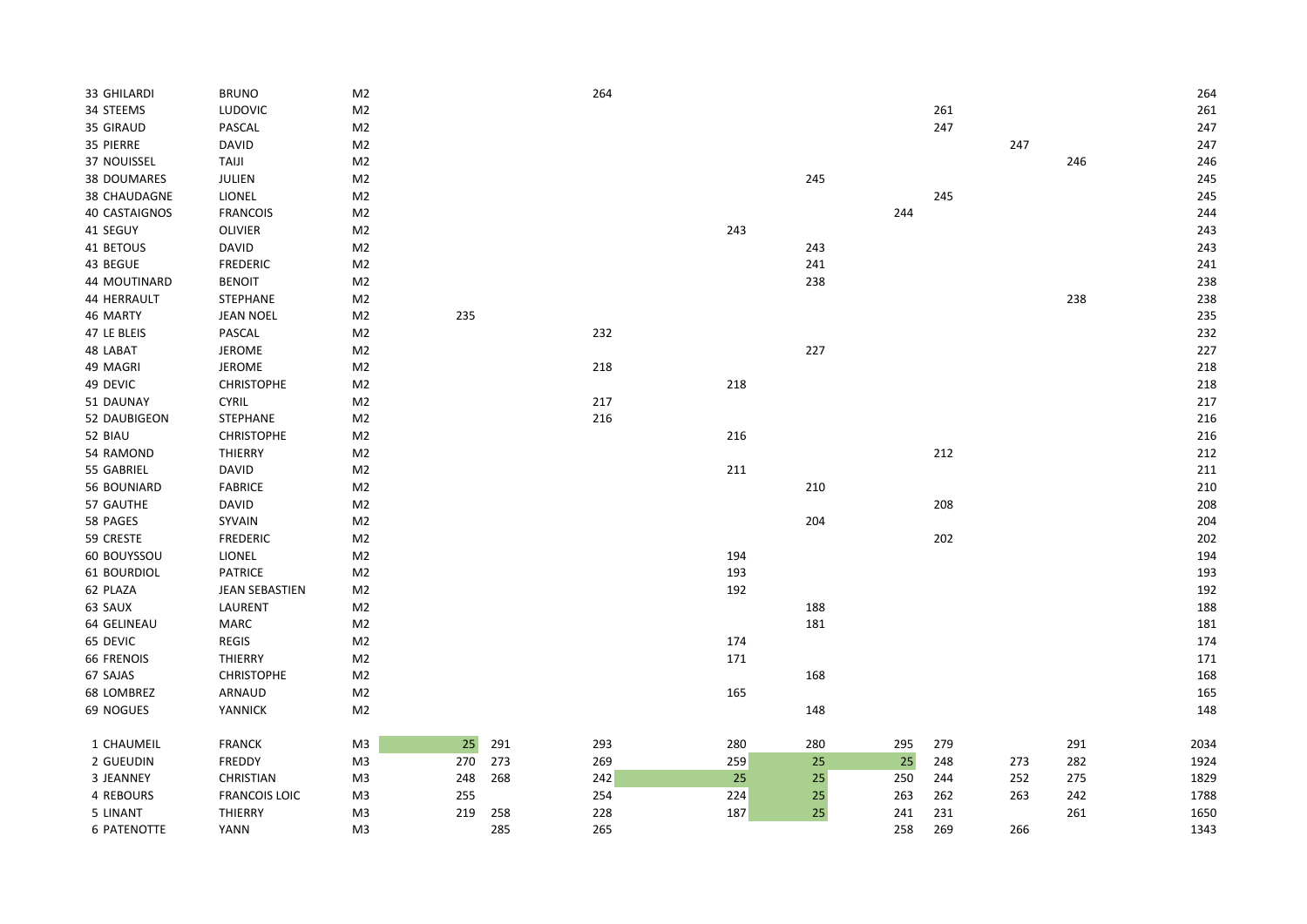| | | | | | | | | | | | | | |
|---|---|---|---|---|---|---|---|---|---|---|---|---|---|
| 33 | GHILARDI | BRUNO | M2 | | | 264 | | | | | | | 264 |
| 34 | STEEMS | LUDOVIC | M2 | | | | | | | 261 | | | 261 |
| 35 | GIRAUD | PASCAL | M2 | | | | | | | 247 | | | 247 |
| 35 | PIERRE | DAVID | M2 | | | | | | | | 247 | | 247 |
| 37 | NOUISSEL | TAIJI | M2 | | | | | | | | | 246 | 246 |
| 38 | DOUMARES | JULIEN | M2 | | | | | 245 | | | | | 245 |
| 38 | CHAUDAGNE | LIONEL | M2 | | | | | | | 245 | | | 245 |
| 40 | CASTAIGNOS | FRANCOIS | M2 | | | | | | 244 | | | | 244 |
| 41 | SEGUY | OLIVIER | M2 | | | | 243 | | | | | | 243 |
| 41 | BETOUS | DAVID | M2 | | | | | 243 | | | | | 243 |
| 43 | BEGUE | FREDERIC | M2 | | | | | 241 | | | | | 241 |
| 44 | MOUTINARD | BENOIT | M2 | | | | | 238 | | | | | 238 |
| 44 | HERRAULT | STEPHANE | M2 | | | | | | | | | 238 | 238 |
| 46 | MARTY | JEAN NOEL | M2 | 235 | | | | | | | | | 235 |
| 47 | LE BLEIS | PASCAL | M2 | | | 232 | | | | | | | 232 |
| 48 | LABAT | JEROME | M2 | | | | | 227 | | | | | 227 |
| 49 | MAGRI | JEROME | M2 | | | 218 | | | | | | | 218 |
| 49 | DEVIC | CHRISTOPHE | M2 | | | | 218 | | | | | | 218 |
| 51 | DAUNAY | CYRIL | M2 | | | 217 | | | | | | | 217 |
| 52 | DAUBIGEON | STEPHANE | M2 | | | 216 | | | | | | | 216 |
| 52 | BIAU | CHRISTOPHE | M2 | | | | 216 | | | | | | 216 |
| 54 | RAMOND | THIERRY | M2 | | | | | | | 212 | | | 212 |
| 55 | GABRIEL | DAVID | M2 | | | | 211 | | | | | | 211 |
| 56 | BOUNIARD | FABRICE | M2 | | | | | 210 | | | | | 210 |
| 57 | GAUTHE | DAVID | M2 | | | | | | | 208 | | | 208 |
| 58 | PAGES | SYVAIN | M2 | | | | | 204 | | | | | 204 |
| 59 | CRESTE | FREDERIC | M2 | | | | | | | 202 | | | 202 |
| 60 | BOUYSSOU | LIONEL | M2 | | | | 194 | | | | | | 194 |
| 61 | BOURDIOL | PATRICE | M2 | | | | 193 | | | | | | 193 |
| 62 | PLAZA | JEAN SEBASTIEN | M2 | | | | 192 | | | | | | 192 |
| 63 | SAUX | LAURENT | M2 | | | | | 188 | | | | | 188 |
| 64 | GELINEAU | MARC | M2 | | | | | 181 | | | | | 181 |
| 65 | DEVIC | REGIS | M2 | | | | 174 | | | | | | 174 |
| 66 | FRENOIS | THIERRY | M2 | | | | 171 | | | | | | 171 |
| 67 | SAJAS | CHRISTOPHE | M2 | | | | | 168 | | | | | 168 |
| 68 | LOMBREZ | ARNAUD | M2 | | | | 165 | | | | | | 165 |
| 69 | NOGUES | YANNICK | M2 | | | | | 148 | | | | | 148 |
| | | | | | | | | | | | | | |
| 1 | CHAUMEIL | FRANCK | M3 | 25 | 291 | 293 | 280 | 280 | 295 | 279 | | 291 | 2034 |
| 2 | GUEUDIN | FREDDY | M3 | 270 | 273 | 269 | 259 | 25 | 25 | 248 | 273 | 282 | 1924 |
| 3 | JEANNEY | CHRISTIAN | M3 | 248 | 268 | 242 | 25 | 25 | 250 | 244 | 252 | 275 | 1829 |
| 4 | REBOURS | FRANCOIS LOIC | M3 | 255 | | 254 | 224 | 25 | 263 | 262 | 263 | 242 | 1788 |
| 5 | LINANT | THIERRY | M3 | 219 | 258 | 228 | 187 | 25 | 241 | 231 | | 261 | 1650 |
| 6 | PATENOTTE | YANN | M3 | | 285 | 265 | | | 258 | 269 | 266 | | 1343 |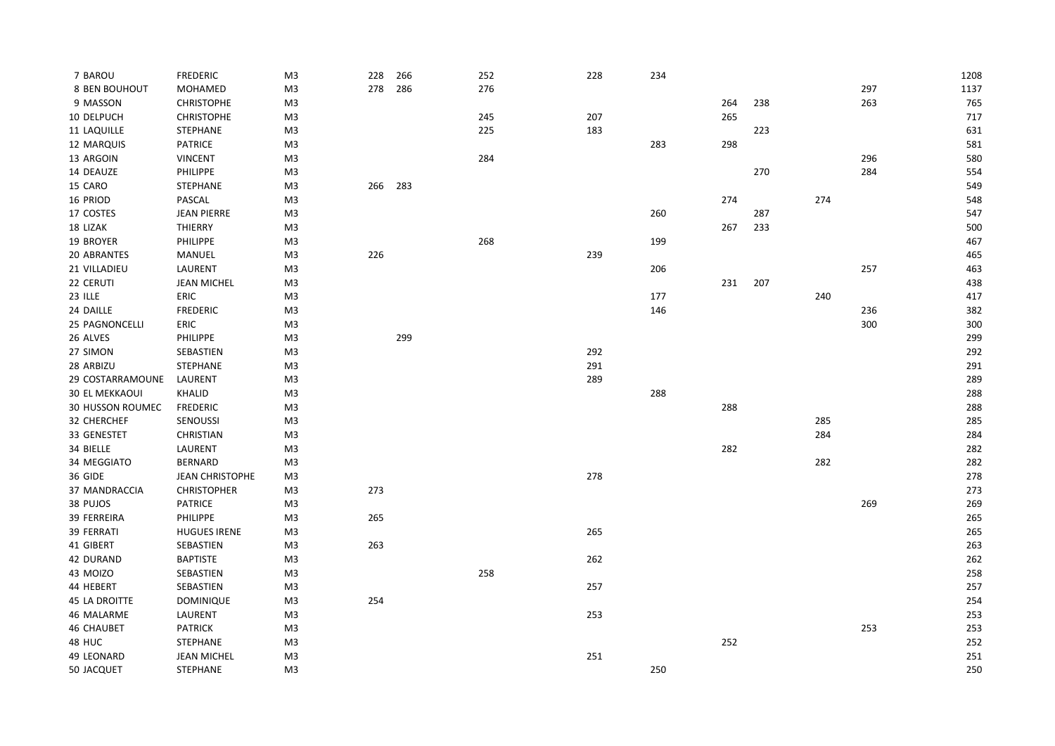| | | | | | | | | | | | | | |
|---|---|---|---|---|---|---|---|---|---|---|---|---|---|
| 7 | BAROU | FREDERIC | M3 | 228 | 266 | 252 | 228 | 234 | | | | | 1208 |
| 8 | BEN BOUHOUT | MOHAMED | M3 | 278 | 286 | 276 | | | | | | 297 | 1137 |
| 9 | MASSON | CHRISTOPHE | M3 | | | | | | 264 | 238 | | 263 | 765 |
| 10 | DELPUCH | CHRISTOPHE | M3 | | | 245 | 207 | | 265 | | | | 717 |
| 11 | LAQUILLE | STEPHANE | M3 | | | 225 | 183 | | | 223 | | | 631 |
| 12 | MARQUIS | PATRICE | M3 | | | | | 283 | 298 | | | | 581 |
| 13 | ARGOIN | VINCENT | M3 | | | 284 | | | | | | 296 | 580 |
| 14 | DEAUZE | PHILIPPE | M3 | | | | | | | 270 | | 284 | 554 |
| 15 | CARO | STEPHANE | M3 | 266 | 283 | | | | | | | | 549 |
| 16 | PRIOD | PASCAL | M3 | | | | | | 274 | | 274 | | 548 |
| 17 | COSTES | JEAN PIERRE | M3 | | | | | 260 | | 287 | | | 547 |
| 18 | LIZAK | THIERRY | M3 | | | | | | 267 | 233 | | | 500 |
| 19 | BROYER | PHILIPPE | M3 | | | 268 | | 199 | | | | | 467 |
| 20 | ABRANTES | MANUEL | M3 | 226 | | | 239 | | | | | | 465 |
| 21 | VILLADIEU | LAURENT | M3 | | | | | 206 | | | | 257 | 463 |
| 22 | CERUTI | JEAN MICHEL | M3 | | | | | | 231 | 207 | | | 438 |
| 23 | ILLE | ERIC | M3 | | | | | 177 | | | 240 | | 417 |
| 24 | DAILLE | FREDERIC | M3 | | | | | 146 | | | | 236 | 382 |
| 25 | PAGNONCELLI | ERIC | M3 | | | | | | | | | 300 | 300 |
| 26 | ALVES | PHILIPPE | M3 | | 299 | | | | | | | | 299 |
| 27 | SIMON | SEBASTIEN | M3 | | | | 292 | | | | | | 292 |
| 28 | ARBIZU | STEPHANE | M3 | | | | 291 | | | | | | 291 |
| 29 | COSTARRAMOUNE | LAURENT | M3 | | | | 289 | | | | | | 289 |
| 30 | EL MEKKAOUI | KHALID | M3 | | | | | 288 | | | | | 288 |
| 30 | HUSSON ROUMEC | FREDERIC | M3 | | | | | | 288 | | | | 288 |
| 32 | CHERCHEF | SENOUSSI | M3 | | | | | | | | 285 | | 285 |
| 33 | GENESTET | CHRISTIAN | M3 | | | | | | | | 284 | | 284 |
| 34 | BIELLE | LAURENT | M3 | | | | | | 282 | | | | 282 |
| 34 | MEGGIATO | BERNARD | M3 | | | | | | | | 282 | | 282 |
| 36 | GIDE | JEAN CHRISTOPHE | M3 | | | | 278 | | | | | | 278 |
| 37 | MANDRACCIA | CHRISTOPHER | M3 | 273 | | | | | | | | | 273 |
| 38 | PUJOS | PATRICE | M3 | | | | | | | | | 269 | 269 |
| 39 | FERREIRA | PHILIPPE | M3 | 265 | | | | | | | | | 265 |
| 39 | FERRATI | HUGUES IRENE | M3 | | | | 265 | | | | | | 265 |
| 41 | GIBERT | SEBASTIEN | M3 | 263 | | | | | | | | | 263 |
| 42 | DURAND | BAPTISTE | M3 | | | | 262 | | | | | | 262 |
| 43 | MOIZO | SEBASTIEN | M3 | | | 258 | | | | | | | 258 |
| 44 | HEBERT | SEBASTIEN | M3 | | | | 257 | | | | | | 257 |
| 45 | LA DROITTE | DOMINIQUE | M3 | 254 | | | | | | | | | 254 |
| 46 | MALARME | LAURENT | M3 | | | | 253 | | | | | | 253 |
| 46 | CHAUBET | PATRICK | M3 | | | | | | | | | 253 | 253 |
| 48 | HUC | STEPHANE | M3 | | | | | | 252 | | | | 252 |
| 49 | LEONARD | JEAN MICHEL | M3 | | | | 251 | | | | | | 251 |
| 50 | JACQUET | STEPHANE | M3 | | | | | 250 | | | | | 250 |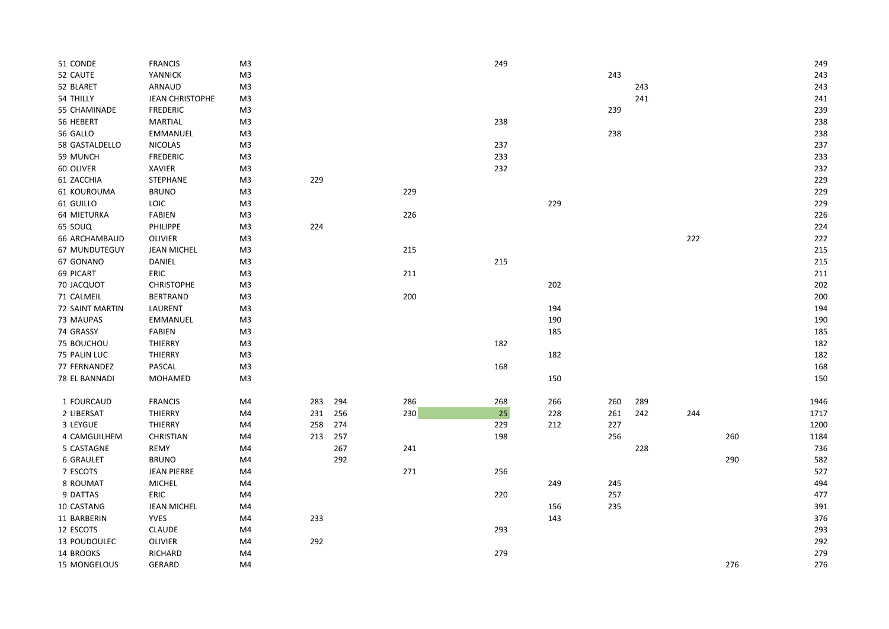| | | | | | | | | | | | | |
|---|---|---|---|---|---|---|---|---|---|---|---|---|
| 51 CONDE | FRANCIS | M3 | | | | 249 | | | | | | 249 |
| 52 CAUTE | YANNICK | M3 | | | | | | 243 | | | | 243 |
| 52 BLARET | ARNAUD | M3 | | | | | | | 243 | | | 243 |
| 54 THILLY | JEAN CHRISTOPHE | M3 | | | | | | | 241 | | | 241 |
| 55 CHAMINADE | FREDERIC | M3 | | | | | | 239 | | | | 239 |
| 56 HEBERT | MARTIAL | M3 | | | | 238 | | | | | | 238 |
| 56 GALLO | EMMANUEL | M3 | | | | | | 238 | | | | 238 |
| 58 GASTALDELLO | NICOLAS | M3 | | | | 237 | | | | | | 237 |
| 59 MUNCH | FREDERIC | M3 | | | | 233 | | | | | | 233 |
| 60 OLIVER | XAVIER | M3 | | | | 232 | | | | | | 232 |
| 61 ZACCHIA | STEPHANE | M3 | 229 | | | | | | | | | 229 |
| 61 KOUROUMA | BRUNO | M3 | | | 229 | | | | | | | 229 |
| 61 GUILLO | LOIC | M3 | | | | | 229 | | | | | 229 |
| 64 MIETURKA | FABIEN | M3 | | | 226 | | | | | | | 226 |
| 65 SOUQ | PHILIPPE | M3 | 224 | | | | | | | | | 224 |
| 66 ARCHAMBAUD | OLIVIER | M3 | | | | | | | | 222 | | 222 |
| 67 MUNDUTEGUY | JEAN MICHEL | M3 | | | 215 | | | | | | | 215 |
| 67 GONANO | DANIEL | M3 | | | | 215 | | | | | | 215 |
| 69 PICART | ERIC | M3 | | | 211 | | | | | | | 211 |
| 70 JACQUOT | CHRISTOPHE | M3 | | | | | 202 | | | | | 202 |
| 71 CALMEIL | BERTRAND | M3 | | | 200 | | | | | | | 200 |
| 72 SAINT MARTIN | LAURENT | M3 | | | | | 194 | | | | | 194 |
| 73 MAUPAS | EMMANUEL | M3 | | | | | 190 | | | | | 190 |
| 74 GRASSY | FABIEN | M3 | | | | | 185 | | | | | 185 |
| 75 BOUCHOU | THIERRY | M3 | | | | 182 | | | | | | 182 |
| 75 PALIN LUC | THIERRY | M3 | | | | | 182 | | | | | 182 |
| 77 FERNANDEZ | PASCAL | M3 | | | | 168 | | | | | | 168 |
| 78 EL BANNADI | MOHAMED | M3 | | | | | 150 | | | | | 150 |
| | | | | | | | | | | | | |
| 1 FOURCAUD | FRANCIS | M4 | 283 | 294 | 286 | 268 | 266 | 260 | 289 | | | 1946 |
| 2 LIBERSAT | THIERRY | M4 | 231 | 256 | 230 | 25 | 228 | 261 | 242 | 244 | | 1717 |
| 3 LEYGUE | THIERRY | M4 | 258 | 274 | | 229 | 212 | 227 | | | | 1200 |
| 4 CAMGUILHEM | CHRISTIAN | M4 | 213 | 257 | | 198 | | 256 | | | 260 | 1184 |
| 5 CASTAGNE | REMY | M4 | | 267 | 241 | | | | 228 | | | 736 |
| 6 GRAULET | BRUNO | M4 | | 292 | | | | | | | 290 | 582 |
| 7 ESCOTS | JEAN PIERRE | M4 | | | 271 | 256 | | | | | | 527 |
| 8 ROUMAT | MICHEL | M4 | | | | | 249 | 245 | | | | 494 |
| 9 DATTAS | ERIC | M4 | | | | 220 | | 257 | | | | 477 |
| 10 CASTANG | JEAN MICHEL | M4 | | | | | 156 | 235 | | | | 391 |
| 11 BARBERIN | YVES | M4 | 233 | | | | 143 | | | | | 376 |
| 12 ESCOTS | CLAUDE | M4 | | | | 293 | | | | | | 293 |
| 13 POUDOULEC | OLIVIER | M4 | 292 | | | | | | | | | 292 |
| 14 BROOKS | RICHARD | M4 | | | | 279 | | | | | | 279 |
| 15 MONGELOUS | GERARD | M4 | | | | | | | | | 276 | 276 |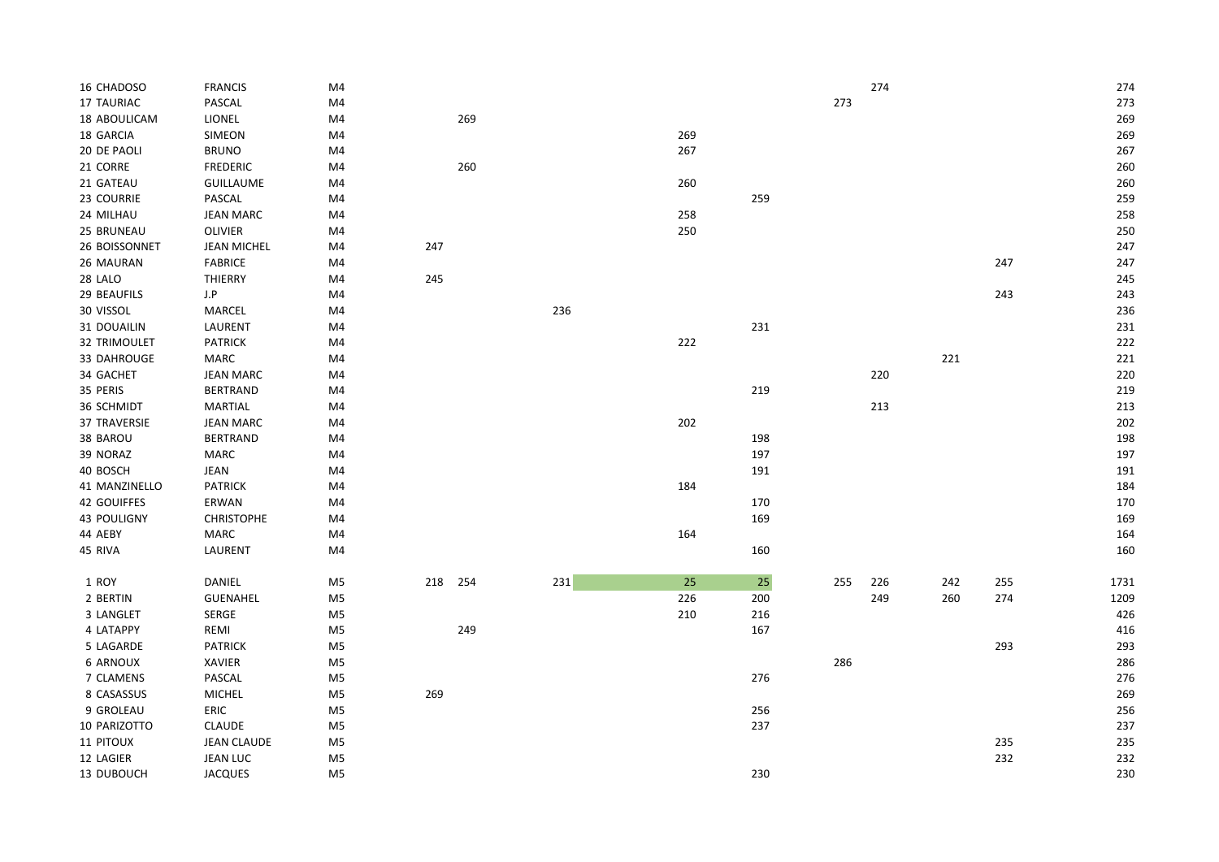| | | | | | | | | | | | | |
|---|---|---|---|---|---|---|---|---|---|---|---|---|
| 16 CHADOSO | FRANCIS | M4 | | | | | | | 274 | | | 274 |
| 17 TAURIAC | PASCAL | M4 | | | | | | 273 | | | | 273 |
| 18 ABOULICAM | LIONEL | M4 | | 269 | | | | | | | | 269 |
| 18 GARCIA | SIMEON | M4 | | | | 269 | | | | | | 269 |
| 20 DE PAOLI | BRUNO | M4 | | | | 267 | | | | | | 267 |
| 21 CORRE | FREDERIC | M4 | | 260 | | | | | | | | 260 |
| 21 GATEAU | GUILLAUME | M4 | | | | 260 | | | | | | 260 |
| 23 COURRIE | PASCAL | M4 | | | | | 259 | | | | | 259 |
| 24 MILHAU | JEAN MARC | M4 | | | | 258 | | | | | | 258 |
| 25 BRUNEAU | OLIVIER | M4 | | | | 250 | | | | | | 250 |
| 26 BOISSONNET | JEAN MICHEL | M4 | 247 | | | | | | | | | 247 |
| 26 MAURAN | FABRICE | M4 | | | | | | | | | 247 | 247 |
| 28 LALO | THIERRY | M4 | 245 | | | | | | | | | 245 |
| 29 BEAUFILS | J.P | M4 | | | | | | | | | 243 | 243 |
| 30 VISSOL | MARCEL | M4 | | | 236 | | | | | | | 236 |
| 31 DOUAILIN | LAURENT | M4 | | | | | 231 | | | | | 231 |
| 32 TRIMOULET | PATRICK | M4 | | | | 222 | | | | | | 222 |
| 33 DAHROUGE | MARC | M4 | | | | | | | | 221 | | 221 |
| 34 GACHET | JEAN MARC | M4 | | | | | | | 220 | | | 220 |
| 35 PERIS | BERTRAND | M4 | | | | | 219 | | | | | 219 |
| 36 SCHMIDT | MARTIAL | M4 | | | | | | | 213 | | | 213 |
| 37 TRAVERSIE | JEAN MARC | M4 | | | | 202 | | | | | | 202 |
| 38 BAROU | BERTRAND | M4 | | | | | 198 | | | | | 198 |
| 39 NORAZ | MARC | M4 | | | | | 197 | | | | | 197 |
| 40 BOSCH | JEAN | M4 | | | | | 191 | | | | | 191 |
| 41 MANZINELLO | PATRICK | M4 | | | | 184 | | | | | | 184 |
| 42 GOUIFFES | ERWAN | M4 | | | | | 170 | | | | | 170 |
| 43 POULIGNY | CHRISTOPHE | M4 | | | | | 169 | | | | | 169 |
| 44 AEBY | MARC | M4 | | | | 164 | | | | | | 164 |
| 45 RIVA | LAURENT | M4 | | | | | 160 | | | | | 160 |
| | | | | | | | | | | | | |
| 1 ROY | DANIEL | M5 | 218 | 254 | 231 | 25 | 25 | 255 | 226 | 242 | 255 | 1731 |
| 2 BERTIN | GUENAHEL | M5 | | | | 226 | 200 | | 249 | 260 | 274 | 1209 |
| 3 LANGLET | SERGE | M5 | | | | 210 | 216 | | | | | 426 |
| 4 LATAPPY | REMI | M5 | | 249 | | | 167 | | | | | 416 |
| 5 LAGARDE | PATRICK | M5 | | | | | | | | | 293 | 293 |
| 6 ARNOUX | XAVIER | M5 | | | | | | 286 | | | | 286 |
| 7 CLAMENS | PASCAL | M5 | | | | | 276 | | | | | 276 |
| 8 CASASSUS | MICHEL | M5 | 269 | | | | | | | | | 269 |
| 9 GROLEAU | ERIC | M5 | | | | | 256 | | | | | 256 |
| 10 PARIZOTTO | CLAUDE | M5 | | | | | 237 | | | | | 237 |
| 11 PITOUX | JEAN CLAUDE | M5 | | | | | | | | | 235 | 235 |
| 12 LAGIER | JEAN LUC | M5 | | | | | | | | | 232 | 232 |
| 13 DUBOUCH | JACQUES | M5 | | | | | 230 | | | | | 230 |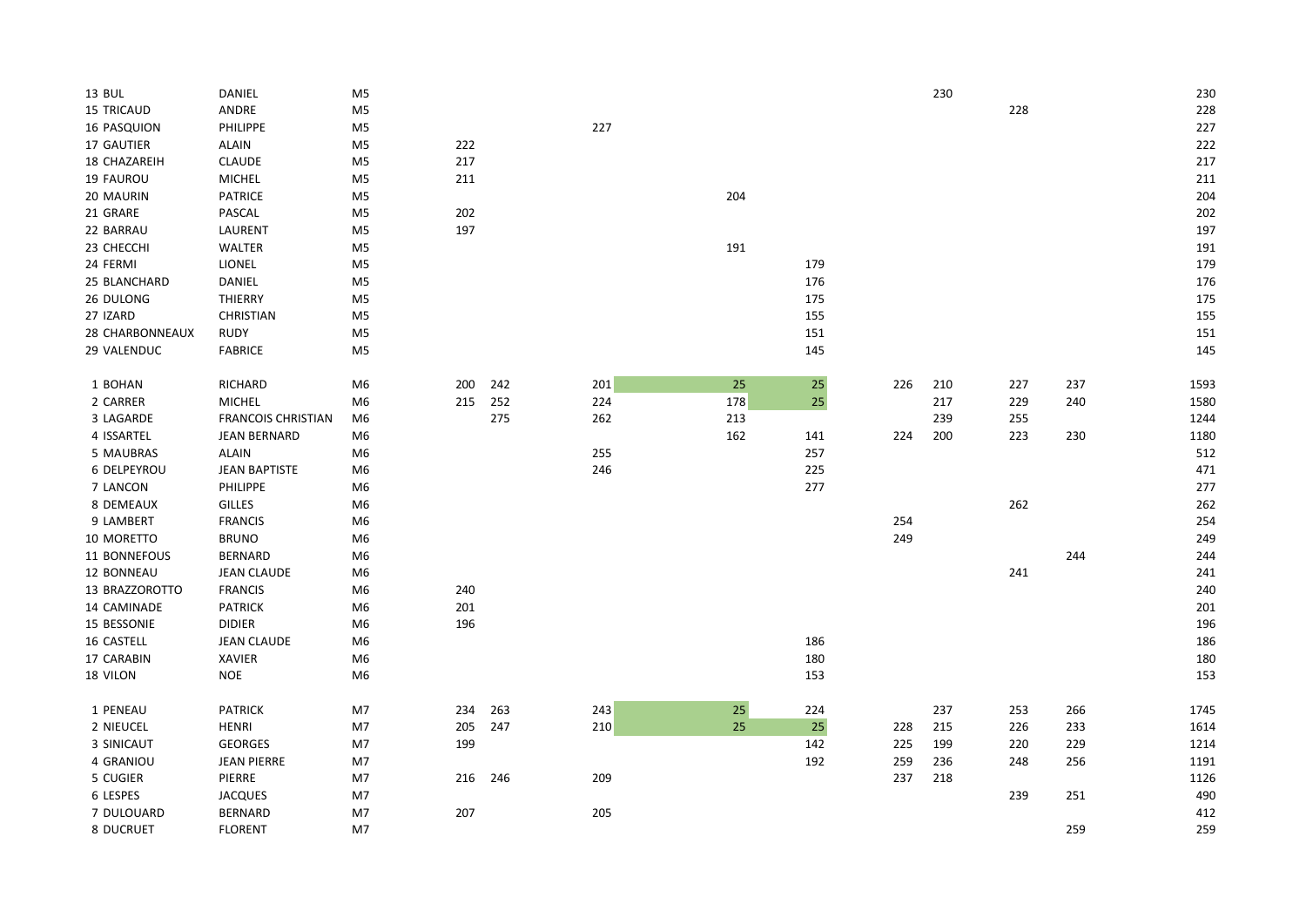| | | | | | | | | | | | | |
|---|---|---|---|---|---|---|---|---|---|---|---|---|
| 13 BUL | DANIEL | M5 | | | | | | | 230 | | | 230 |
| 15 TRICAUD | ANDRE | M5 | | | | | | | | 228 | | 228 |
| 16 PASQUION | PHILIPPE | M5 | | | 227 | | | | | | | 227 |
| 17 GAUTIER | ALAIN | M5 | 222 | | | | | | | | | 222 |
| 18 CHAZAREIH | CLAUDE | M5 | 217 | | | | | | | | | 217 |
| 19 FAUROU | MICHEL | M5 | 211 | | | | | | | | | 211 |
| 20 MAURIN | PATRICE | M5 | | | | 204 | | | | | | 204 |
| 21 GRARE | PASCAL | M5 | 202 | | | | | | | | | 202 |
| 22 BARRAU | LAURENT | M5 | 197 | | | | | | | | | 197 |
| 23 CHECCHI | WALTER | M5 | | | | 191 | | | | | | 191 |
| 24 FERMI | LIONEL | M5 | | | | | 179 | | | | | 179 |
| 25 BLANCHARD | DANIEL | M5 | | | | | 176 | | | | | 176 |
| 26 DULONG | THIERRY | M5 | | | | | 175 | | | | | 175 |
| 27 IZARD | CHRISTIAN | M5 | | | | | 155 | | | | | 155 |
| 28 CHARBONNEAUX | RUDY | M5 | | | | | 151 | | | | | 151 |
| 29 VALENDUC | FABRICE | M5 | | | | | 145 | | | | | 145 |
| | | | | | | | | | | | | |
| 1 BOHAN | RICHARD | M6 | 200 | 242 | 201 | 25 | 25 | 226 | 210 | 227 | 237 | 1593 |
| 2 CARRER | MICHEL | M6 | 215 | 252 | 224 | 178 | 25 | | 217 | 229 | 240 | 1580 |
| 3 LAGARDE | FRANCOIS CHRISTIAN | M6 | | 275 | 262 | 213 | | | 239 | 255 | | 1244 |
| 4 ISSARTEL | JEAN BERNARD | M6 | | | | 162 | 141 | 224 | 200 | 223 | 230 | 1180 |
| 5 MAUBRAS | ALAIN | M6 | | | 255 | | 257 | | | | | 512 |
| 6 DELPEYROU | JEAN BAPTISTE | M6 | | | 246 | | 225 | | | | | 471 |
| 7 LANCON | PHILIPPE | M6 | | | | | 277 | | | | | 277 |
| 8 DEMEAUX | GILLES | M6 | | | | | | | | 262 | | 262 |
| 9 LAMBERT | FRANCIS | M6 | | | | | | 254 | | | | 254 |
| 10 MORETTO | BRUNO | M6 | | | | | | 249 | | | | 249 |
| 11 BONNEFOUS | BERNARD | M6 | | | | | | | | | 244 | 244 |
| 12 BONNEAU | JEAN CLAUDE | M6 | | | | | | | | 241 | | 241 |
| 13 BRAZZOROTTO | FRANCIS | M6 | 240 | | | | | | | | | 240 |
| 14 CAMINADE | PATRICK | M6 | 201 | | | | | | | | | 201 |
| 15 BESSONIE | DIDIER | M6 | 196 | | | | | | | | | 196 |
| 16 CASTELL | JEAN CLAUDE | M6 | | | | | 186 | | | | | 186 |
| 17 CARABIN | XAVIER | M6 | | | | | 180 | | | | | 180 |
| 18 VILON | NOE | M6 | | | | | 153 | | | | | 153 |
| | | | | | | | | | | | | |
| 1 PENEAU | PATRICK | M7 | 234 | 263 | 243 | 25 | 224 | | 237 | 253 | 266 | 1745 |
| 2 NIEUCEL | HENRI | M7 | 205 | 247 | 210 | 25 | 25 | 228 | 215 | 226 | 233 | 1614 |
| 3 SINICAUT | GEORGES | M7 | 199 | | | | 142 | 225 | 199 | 220 | 229 | 1214 |
| 4 GRANIOU | JEAN PIERRE | M7 | | | | | 192 | 259 | 236 | 248 | 256 | 1191 |
| 5 CUGIER | PIERRE | M7 | 216 | 246 | 209 | | | 237 | 218 | | | 1126 |
| 6 LESPES | JACQUES | M7 | | | | | | | | 239 | 251 | 490 |
| 7 DULOUARD | BERNARD | M7 | 207 | | 205 | | | | | | | 412 |
| 8 DUCRUET | FLORENT | M7 | | | | | | | | | 259 | 259 |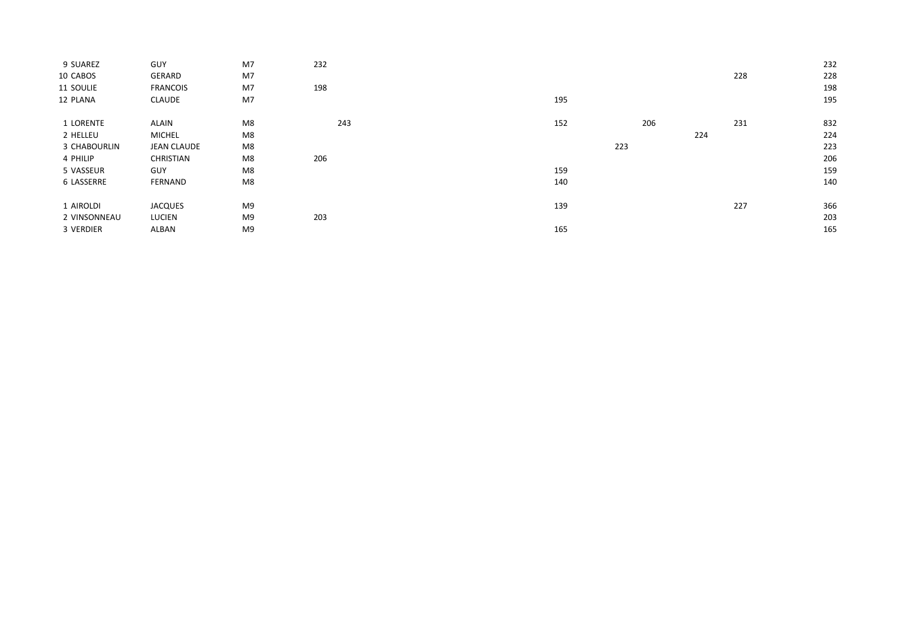| | | | | | | | | | | | |
|---|---|---|---|---|---|---|---|---|---|---|---|
| 9 | SUAREZ | GUY | M7 | 232 | | | | | | | 232 |
| 10 | CABOS | GERARD | M7 | | | | | | | 228 | 228 |
| 11 | SOULIE | FRANCOIS | M7 | 198 | | | | | | | 198 |
| 12 | PLANA | CLAUDE | M7 | | | 195 | | | | | 195 |
| | | | | | | | | | | | |
| 1 | LORENTE | ALAIN | M8 | | 243 | 152 | | 206 | | 231 | 832 |
| 2 | HELLEU | MICHEL | M8 | | | | | | 224 | | 224 |
| 3 | CHABOURLIN | JEAN CLAUDE | M8 | | | | 223 | | | | 223 |
| 4 | PHILIP | CHRISTIAN | M8 | 206 | | | | | | | 206 |
| 5 | VASSEUR | GUY | M8 | | | 159 | | | | | 159 |
| 6 | LASSERRE | FERNAND | M8 | | | 140 | | | | | 140 |
| | | | | | | | | | | | |
| 1 | AIROLDI | JACQUES | M9 | | | 139 | | | | 227 | 366 |
| 2 | VINSONNEAU | LUCIEN | M9 | 203 | | | | | | | 203 |
| 3 | VERDIER | ALBAN | M9 | | | 165 | | | | | 165 |